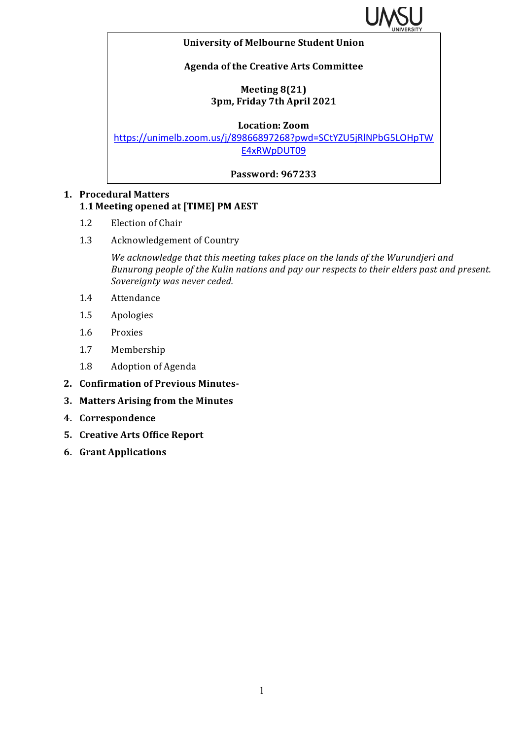**University of Melbourne Student Union**

**Agenda of the Creative Arts Committee**

**Meeting 8(21)**
**3pm, Friday 7th April 2021**

**Location: Zoom**
https://unimelb.zoom.us/j/89866897268?pwd=SCtYZU5jRlNPbG5LOHpTWE4xRWpDUT09

**Password: 967233**

1. **Procedural Matters**

   **1.1 Meeting opened at [TIME] PM AEST**

   1.2 Election of Chair

   1.3 Acknowledgement of Country

   *We acknowledge that this meeting takes place on the lands of the Wurundjeri and Bunurong people of the Kulin nations and pay our respects to their elders past and present. Sovereignty was never ceded.*

   1.4 Attendance

   1.5 Apologies

   1.6 Proxies

   1.7 Membership

   1.8 Adoption of Agenda

2. **Confirmation of Previous Minutes-**
3. **Matters Arising from the Minutes**
4. **Correspondence**
5. **Creative Arts Office Report**
6. **Grant Applications**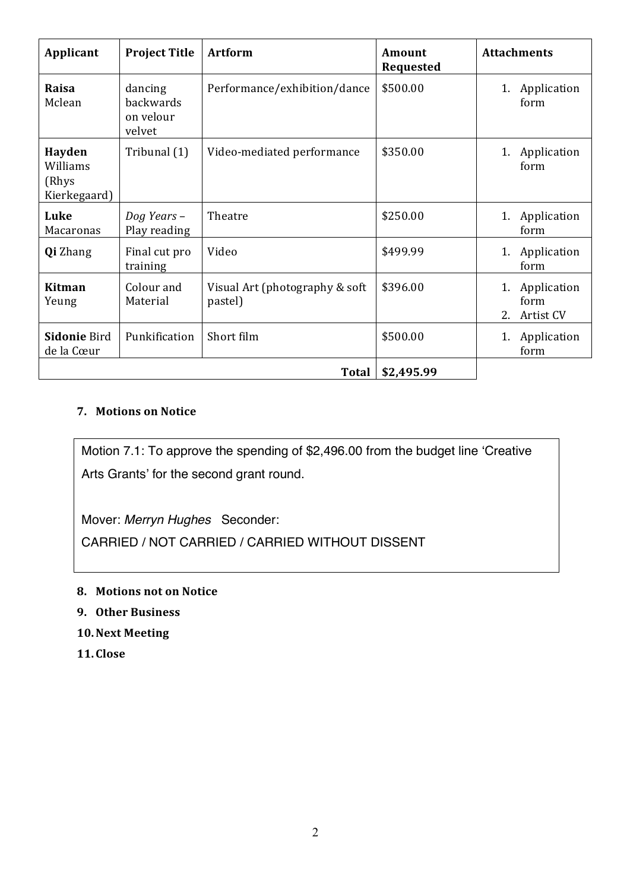| Applicant | Project Title | Artform | Amount Requested | Attachments |
|---|---|---|---|---|
| **Raisa** Mclean | dancing backwards on velour velvet | Performance/exhibition/dance | \$500.00 | 1. Application form |
| **Hayden** Williams (Rhys Kierkegaard) | Tribunal (1) | Video-mediated performance | \$350.00 | 1. Application form |
| **Luke** Macaronas | *Dog Years* – Play reading | Theatre | \$250.00 | 1. Application form |
| **Qi** Zhang | Final cut pro training | Video | \$499.99 | 1. Application form |
| **Kitman** Yeung | Colour and Material | Visual Art (photography & soft pastel) | \$396.00 | 1. Application form<br>2. Artist CV |
| **Sidonie** Bird de la Cœur | Punkification | Short film | \$500.00 | 1. Application form |
| | | **Total** | **\$2,495.99** | |

7. **Motions on Notice**

> Motion 7.1: To approve the spending of \$2,496.00 from the budget line 'Creative Arts Grants' for the second grant round.
>
> Mover: *Merryn Hughes* Seconder:
>
> CARRIED / NOT CARRIED / CARRIED WITHOUT DISSENT

8. **Motions not on Notice**
9. **Other Business**
10. **Next Meeting**
11. **Close**